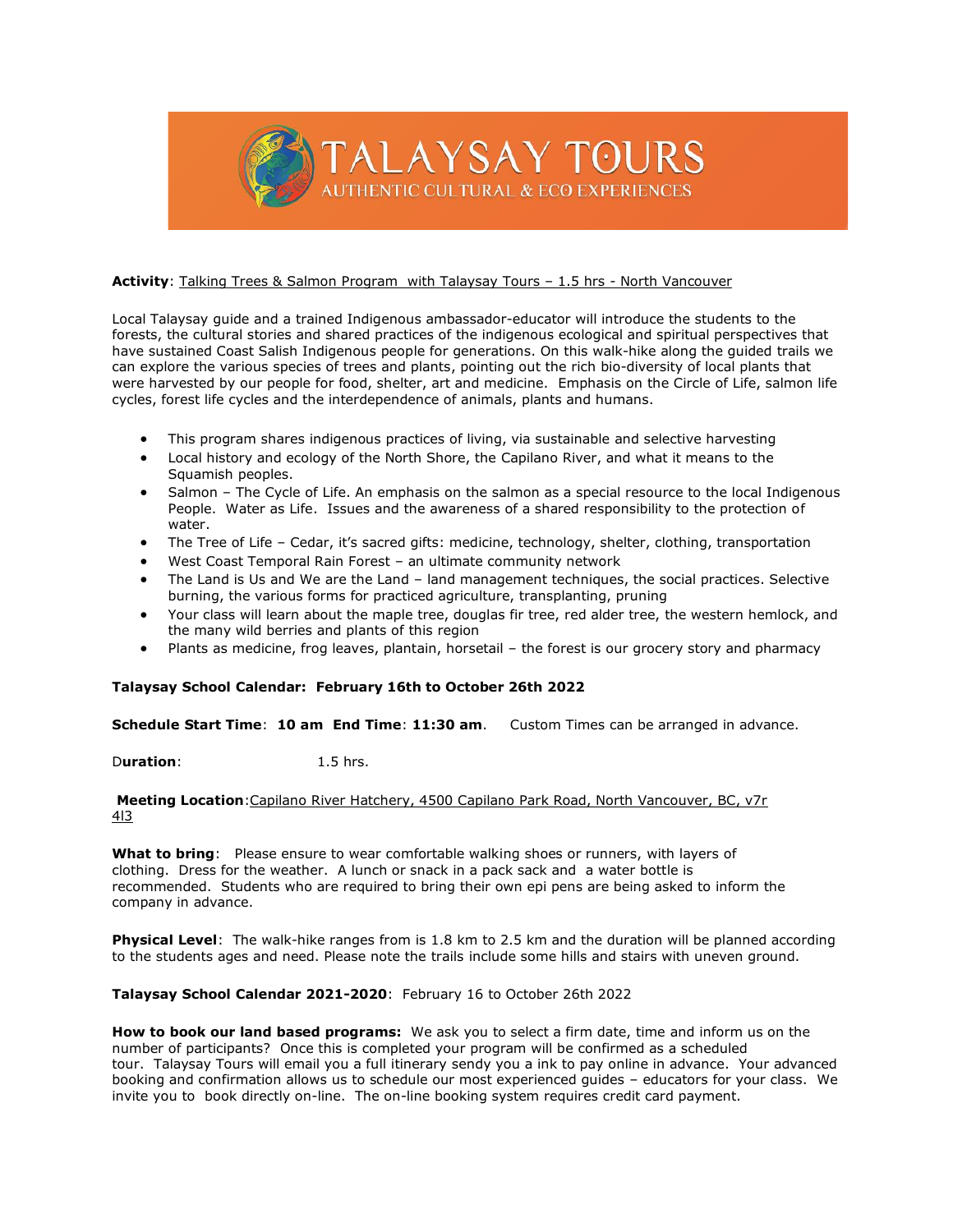# TALAYSAY TOURS

AUTHENTIC CULTURAL & ECO EXPERIENCES

**Activity**: Talking Trees & Salmon Program with Talaysay Tours – 1.5 hrs - North Vancouver

Local Talaysay guide and a trained Indigenous ambassador-educator will introduce the students to the forests, the cultural stories and shared practices of the indigenous ecological and spiritual perspectives that have sustained Coast Salish Indigenous people for generations. On this walk-hike along the guided trails we can explore the various species of trees and plants, pointing out the rich bio-diversity of local plants that were harvested by our people for food, shelter, art and medicine. Emphasis on the Circle of Life, salmon life cycles, forest life cycles and the interdependence of animals, plants and humans.

- This program shares indigenous practices of living, via sustainable and selective harvesting
- Local history and ecology of the North Shore, the Capilano River, and what it means to the Squamish peoples.
- Salmon – The Cycle of Life. An emphasis on the salmon as a special resource to the local Indigenous People. Water as Life. Issues and the awareness of a shared responsibility to the protection of water.
- The Tree of Life – Cedar, it's sacred gifts: medicine, technology, shelter, clothing, transportation
- West Coast Temporal Rain Forest – an ultimate community network
- The Land is Us and We are the Land – land management techniques, the social practices. Selective burning, the various forms for practiced agriculture, transplanting, pruning
- Your class will learn about the maple tree, douglas fir tree, red alder tree, the western hemlock, and the many wild berries and plants of this region
- Plants as medicine, frog leaves, plantain, horsetail – the forest is our grocery story and pharmacy

**Talaysay School Calendar: February 16th to October 26th 2022**

**Schedule Start Time**: **10 am** **End Time**: **11:30 am**. Custom Times can be arranged in advance.

D**uration**: 1.5 hrs.

**Meeting Location**:Capilano River Hatchery, 4500 Capilano Park Road, North Vancouver, BC, v7r 4l3

**What to bring**: Please ensure to wear comfortable walking shoes or runners, with layers of clothing. Dress for the weather. A lunch or snack in a pack sack and a water bottle is recommended. Students who are required to bring their own epi pens are being asked to inform the company in advance.

**Physical Level**: The walk-hike ranges from is 1.8 km to 2.5 km and the duration will be planned according to the students ages and need. Please note the trails include some hills and stairs with uneven ground.

**Talaysay School Calendar 2021-2020**: February 16 to October 26th 2022

**How to book our land based programs:** We ask you to select a firm date, time and inform us on the number of participants? Once this is completed your program will be confirmed as a scheduled tour. Talaysay Tours will email you a full itinerary sendy you a ink to pay online in advance. Your advanced booking and confirmation allows us to schedule our most experienced guides – educators for your class. We invite you to book directly on-line. The on-line booking system requires credit card payment.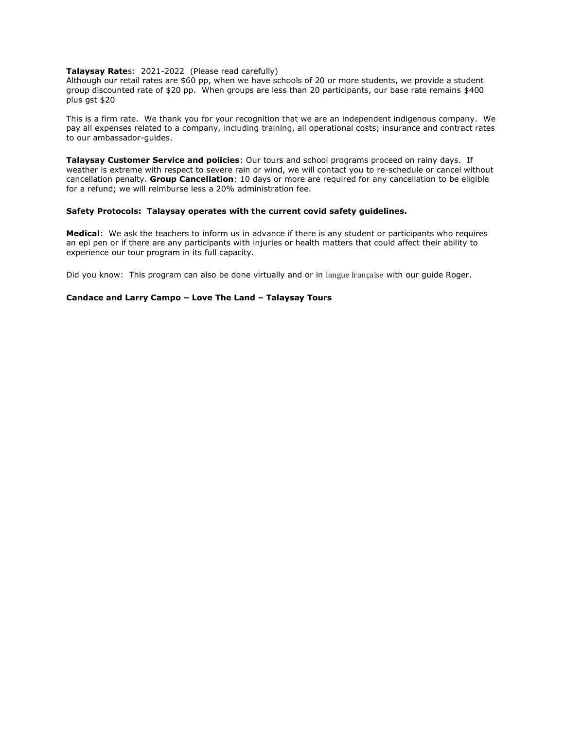**Talaysay Rate**s: 2021-2022 (Please read carefully)
Although our retail rates are $60 pp, when we have schools of 20 or more students, we provide a student group discounted rate of $20 pp. When groups are less than 20 participants, our base rate remains $400 plus gst $20

This is a firm rate. We thank you for your recognition that we are an independent indigenous company. We pay all expenses related to a company, including training, all operational costs; insurance and contract rates to our ambassador-guides.

**Talaysay Customer Service and policies**: Our tours and school programs proceed on rainy days. If weather is extreme with respect to severe rain or wind, we will contact you to re-schedule or cancel without cancellation penalty. **Group Cancellation**: 10 days or more are required for any cancellation to be eligible for a refund; we will reimburse less a 20% administration fee.

**Safety Protocols: Talaysay operates with the current covid safety guidelines.**

**Medical**: We ask the teachers to inform us in advance if there is any student or participants who requires an epi pen or if there are any participants with injuries or health matters that could affect their ability to experience our tour program in its full capacity.

Did you know: This program can also be done virtually and or in langue française with our guide Roger.

**Candace and Larry Campo – Love The Land – Talaysay Tours**